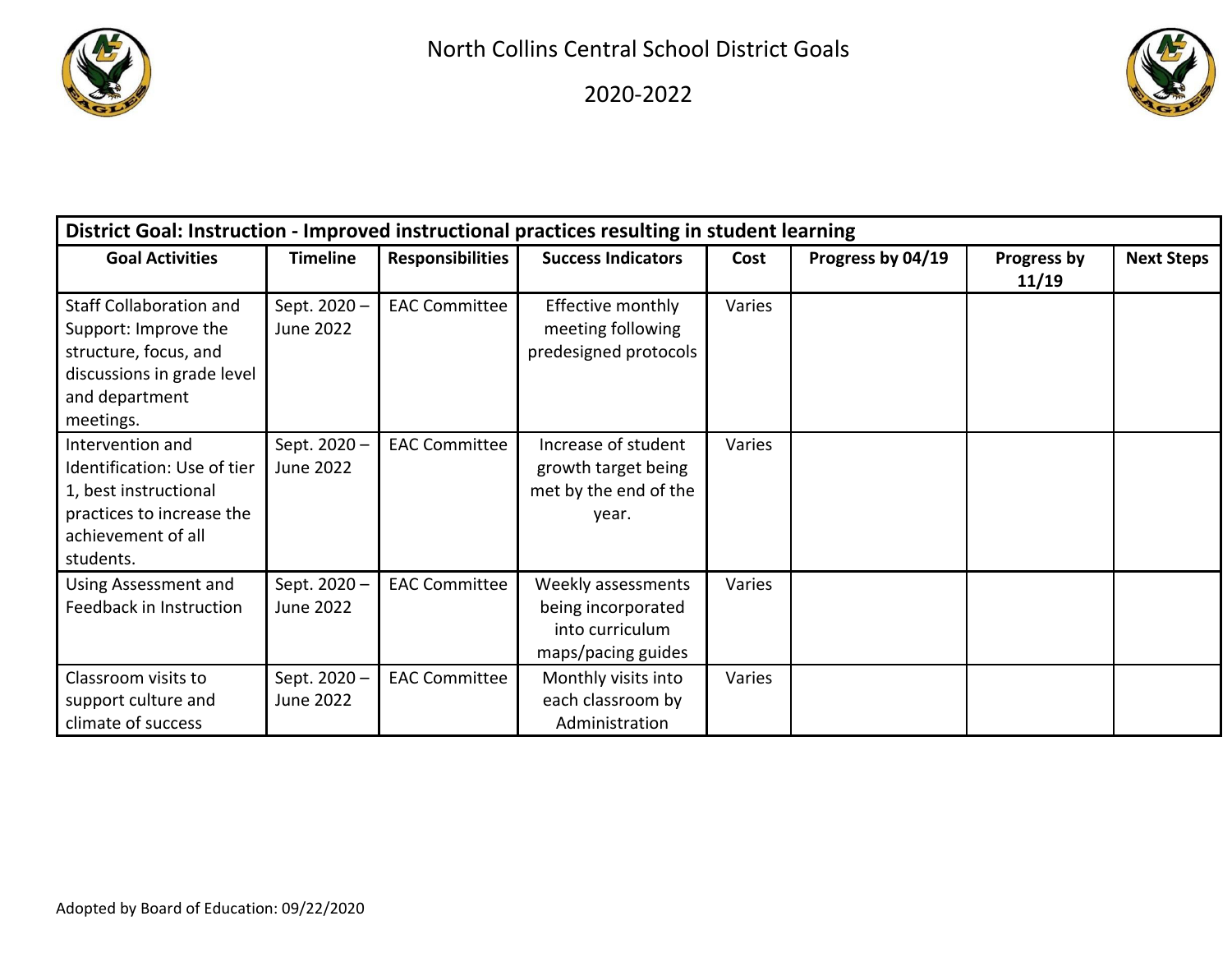# North Collins Central School District Goals

## 2020-2022

| District Goal: Instruction - Improved instructional practices resulting in student learning | | | | | | | |
|---|---|---|---|---|---|---|---|
| **Goal Activities** | **Timeline** | **Responsibilities** | **Success Indicators** | **Cost** | **Progress by 04/19** | **Progress by 11/19** | **Next Steps** |
| Staff Collaboration and Support: Improve the structure, focus, and discussions in grade level and department meetings. | Sept. 2020 – June 2022 | EAC Committee | Effective monthly meeting following predesigned protocols | Varies | | | |
| Intervention and Identification: Use of tier 1, best instructional practices to increase the achievement of all students. | Sept. 2020 – June 2022 | EAC Committee | Increase of student growth target being met by the end of the year. | Varies | | | |
| Using Assessment and Feedback in Instruction | Sept. 2020 – June 2022 | EAC Committee | Weekly assessments being incorporated into curriculum maps/pacing guides | Varies | | | |
| Classroom visits to support culture and climate of success | Sept. 2020 – June 2022 | EAC Committee | Monthly visits into each classroom by Administration | Varies | | | |

Adopted by Board of Education: 09/22/2020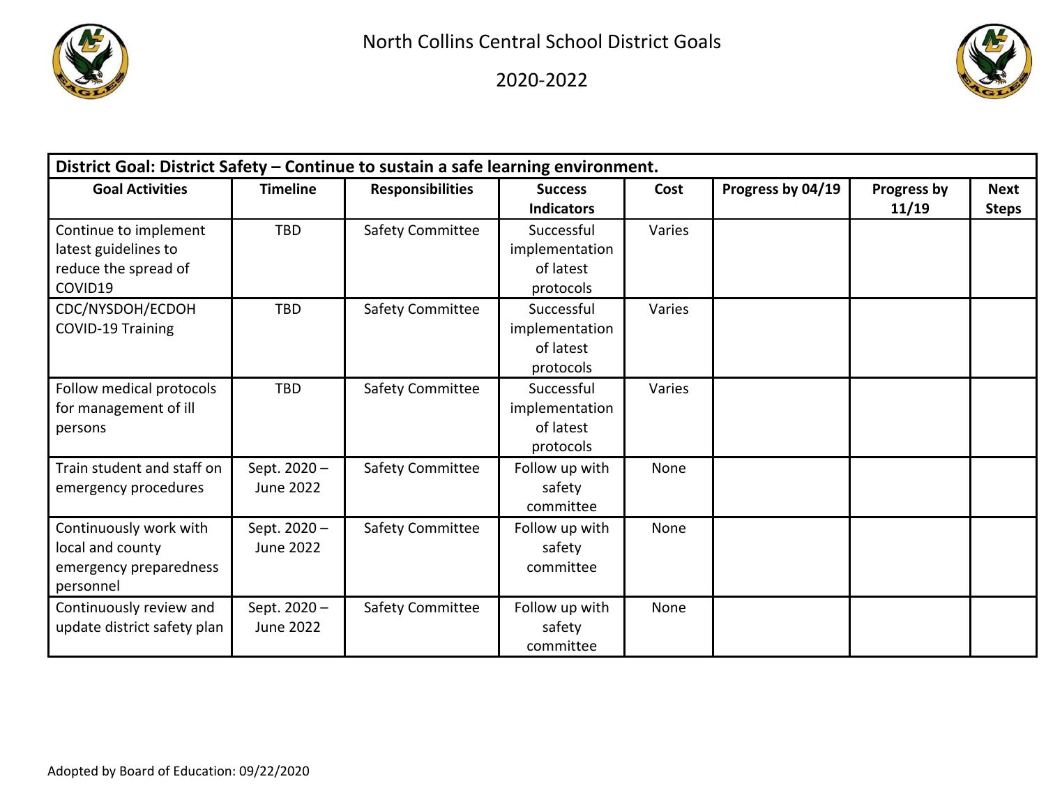# North Collins Central School District Goals

## 2020-2022

| District Goal: District Safety – Continue to sustain a safe learning environment. | | | | | | | |
|---|---|---|---|---|---|---|---|
| **Goal Activities** | **Timeline** | **Responsibilities** | **Success Indicators** | **Cost** | **Progress by 04/19** | **Progress by 11/19** | **Next Steps** |
| Continue to implement latest guidelines to reduce the spread of COVID19 | TBD | Safety Committee | Successful implementation of latest protocols | Varies | | | |
| CDC/NYSDOH/ECDOH COVID-19 Training | TBD | Safety Committee | Successful implementation of latest protocols | Varies | | | |
| Follow medical protocols for management of ill persons | TBD | Safety Committee | Successful implementation of latest protocols | Varies | | | |
| Train student and staff on emergency procedures | Sept. 2020 – June 2022 | Safety Committee | Follow up with safety committee | None | | | |
| Continuously work with local and county emergency preparedness personnel | Sept. 2020 – June 2022 | Safety Committee | Follow up with safety committee | None | | | |
| Continuously review and update district safety plan | Sept. 2020 – June 2022 | Safety Committee | Follow up with safety committee | None | | | |

Adopted by Board of Education: 09/22/2020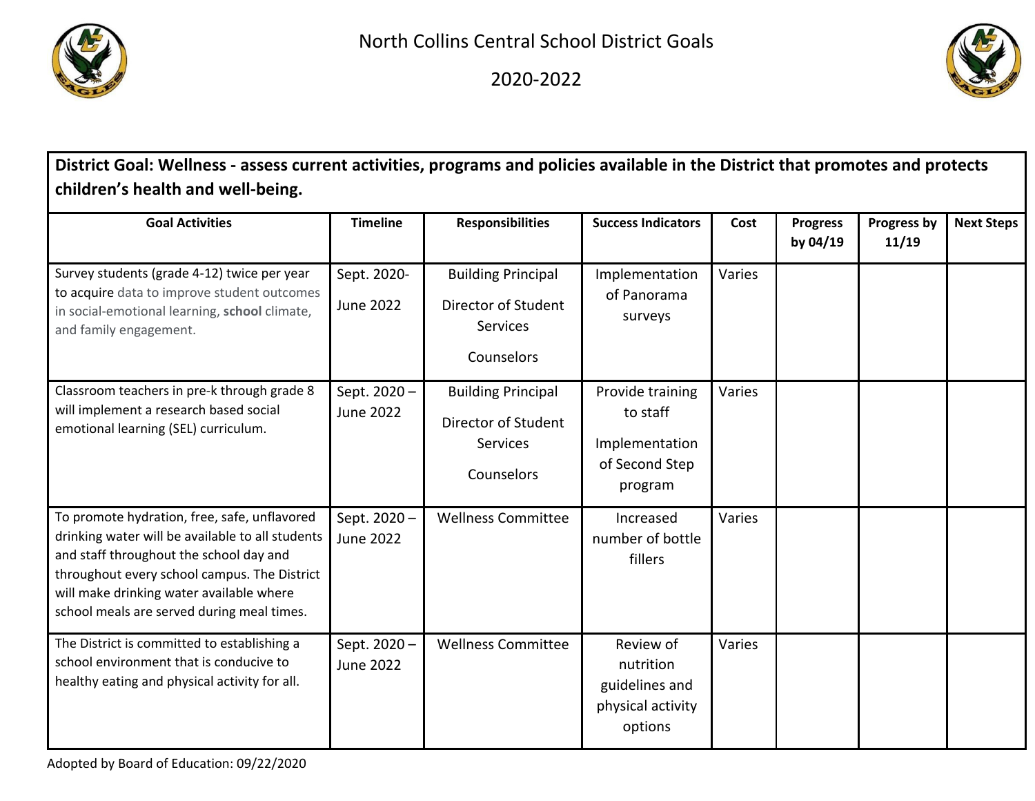North Collins Central School District Goals

2020-2022

**District Goal: Wellness - assess current activities, programs and policies available in the District that promotes and protects children's health and well-being.**

| Goal Activities | Timeline | Responsibilities | Success Indicators | Cost | Progress by 04/19 | Progress by 11/19 | Next Steps |
|---|---|---|---|---|---|---|---|
| Survey students (grade 4-12) twice per year to acquire data to improve student outcomes in social-emotional learning, **school** climate, and family engagement. | Sept. 2020- June 2022 | Building Principal<br>Director of Student Services<br>Counselors | Implementation of Panorama surveys | Varies | | | |
| Classroom teachers in pre-k through grade 8 will implement a research based social emotional learning (SEL) curriculum. | Sept. 2020 – June 2022 | Building Principal<br>Director of Student Services<br>Counselors | Provide training to staff<br>Implementation of Second Step program | Varies | | | |
| To promote hydration, free, safe, unflavored drinking water will be available to all students and staff throughout the school day and throughout every school campus. The District will make drinking water available where school meals are served during meal times. | Sept. 2020 – June 2022 | Wellness Committee | Increased number of bottle fillers | Varies | | | |
| The District is committed to establishing a school environment that is conducive to healthy eating and physical activity for all. | Sept. 2020 – June 2022 | Wellness Committee | Review of nutrition guidelines and physical activity options | Varies | | | |

Adopted by Board of Education: 09/22/2020